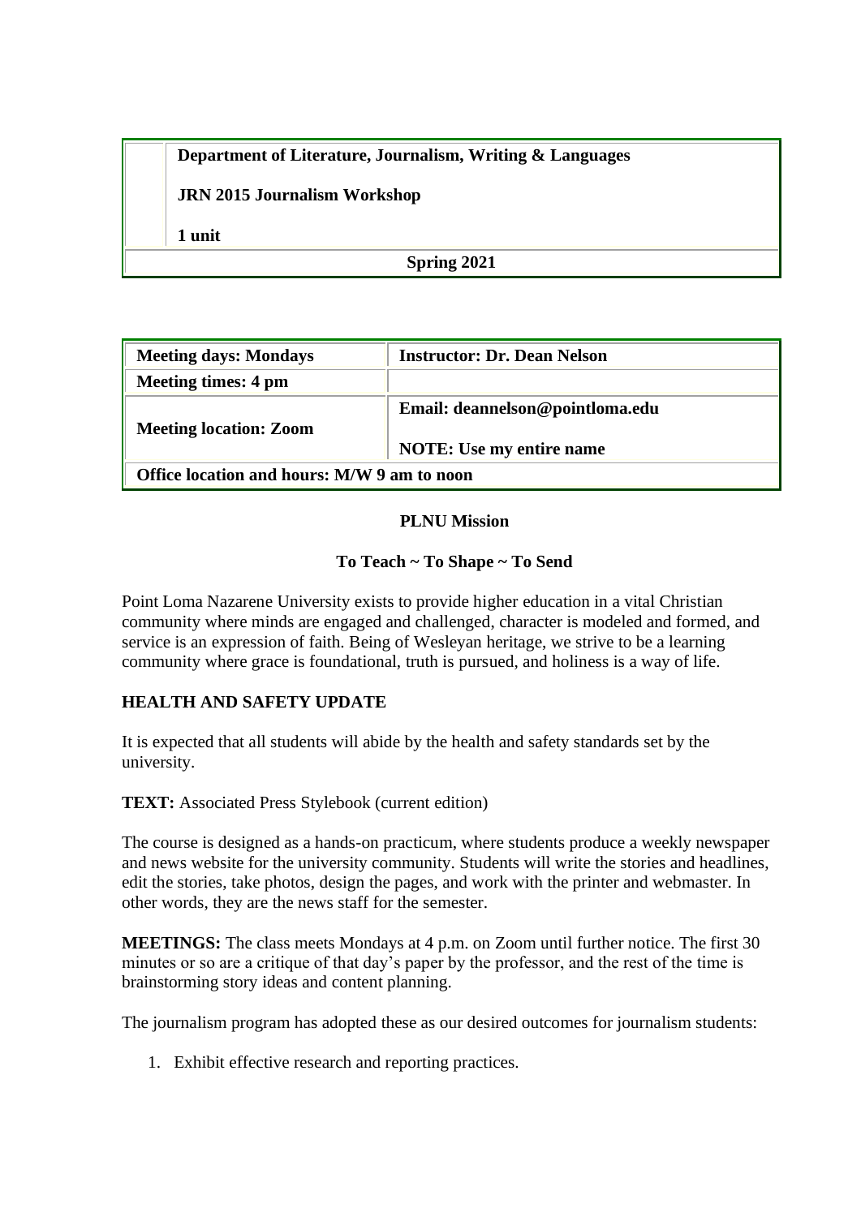| | |
|---|---|
| | **Department of Literature, Journalism, Writing & Languages**<br><br>**JRN 2015 Journalism Workshop**<br><br>**1 unit** |
| **Spring 2021** | |

| | |
|---|---|
| **Meeting days: Mondays** | **Instructor: Dr. Dean Nelson** |
| **Meeting times: 4 pm** | |
| **Meeting location: Zoom** | **Email: deannelson@pointloma.edu**<br><br>**NOTE: Use my entire name** |
| **Office location and hours: M/W 9 am to noon** | |

**PLNU Mission**

**To Teach ~ To Shape ~ To Send**

Point Loma Nazarene University exists to provide higher education in a vital Christian community where minds are engaged and challenged, character is modeled and formed, and service is an expression of faith. Being of Wesleyan heritage, we strive to be a learning community where grace is foundational, truth is pursued, and holiness is a way of life.

**HEALTH AND SAFETY UPDATE**

It is expected that all students will abide by the health and safety standards set by the university.

**TEXT:** Associated Press Stylebook (current edition)

The course is designed as a hands-on practicum, where students produce a weekly newspaper and news website for the university community. Students will write the stories and headlines, edit the stories, take photos, design the pages, and work with the printer and webmaster. In other words, they are the news staff for the semester.

**MEETINGS:** The class meets Mondays at 4 p.m. on Zoom until further notice. The first 30 minutes or so are a critique of that day's paper by the professor, and the rest of the time is brainstorming story ideas and content planning.

The journalism program has adopted these as our desired outcomes for journalism students:

1. Exhibit effective research and reporting practices.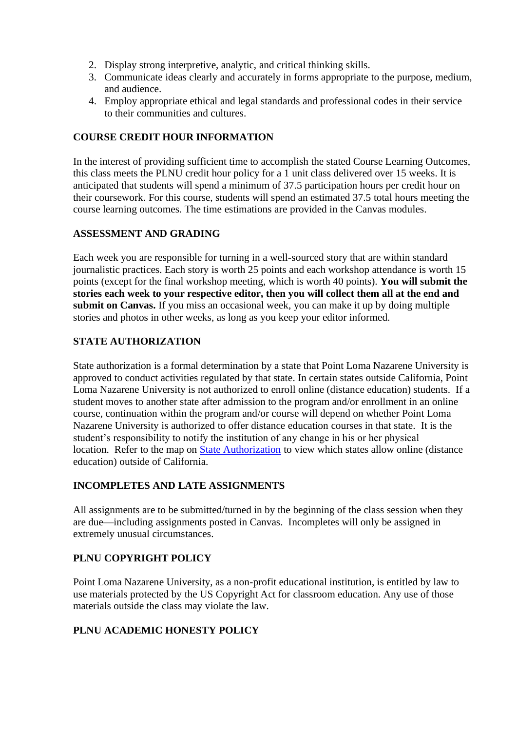2. Display strong interpretive, analytic, and critical thinking skills.
3. Communicate ideas clearly and accurately in forms appropriate to the purpose, medium, and audience.
4. Employ appropriate ethical and legal standards and professional codes in their service to their communities and cultures.

## COURSE CREDIT HOUR INFORMATION

In the interest of providing sufficient time to accomplish the stated Course Learning Outcomes, this class meets the PLNU credit hour policy for a 1 unit class delivered over 15 weeks. It is anticipated that students will spend a minimum of 37.5 participation hours per credit hour on their coursework. For this course, students will spend an estimated 37.5 total hours meeting the course learning outcomes. The time estimations are provided in the Canvas modules.

## ASSESSMENT AND GRADING

Each week you are responsible for turning in a well-sourced story that are within standard journalistic practices. Each story is worth 25 points and each workshop attendance is worth 15 points (except for the final workshop meeting, which is worth 40 points). **You will submit the stories each week to your respective editor, then you will collect them all at the end and submit on Canvas.** If you miss an occasional week, you can make it up by doing multiple stories and photos in other weeks, as long as you keep your editor informed.

## STATE AUTHORIZATION

State authorization is a formal determination by a state that Point Loma Nazarene University is approved to conduct activities regulated by that state. In certain states outside California, Point Loma Nazarene University is not authorized to enroll online (distance education) students. If a student moves to another state after admission to the program and/or enrollment in an online course, continuation within the program and/or course will depend on whether Point Loma Nazarene University is authorized to offer distance education courses in that state. It is the student's responsibility to notify the institution of any change in his or her physical location. Refer to the map on State Authorization to view which states allow online (distance education) outside of California.

## INCOMPLETES AND LATE ASSIGNMENTS

All assignments are to be submitted/turned in by the beginning of the class session when they are due—including assignments posted in Canvas. Incompletes will only be assigned in extremely unusual circumstances.

## PLNU COPYRIGHT POLICY

Point Loma Nazarene University, as a non-profit educational institution, is entitled by law to use materials protected by the US Copyright Act for classroom education. Any use of those materials outside the class may violate the law.

## PLNU ACADEMIC HONESTY POLICY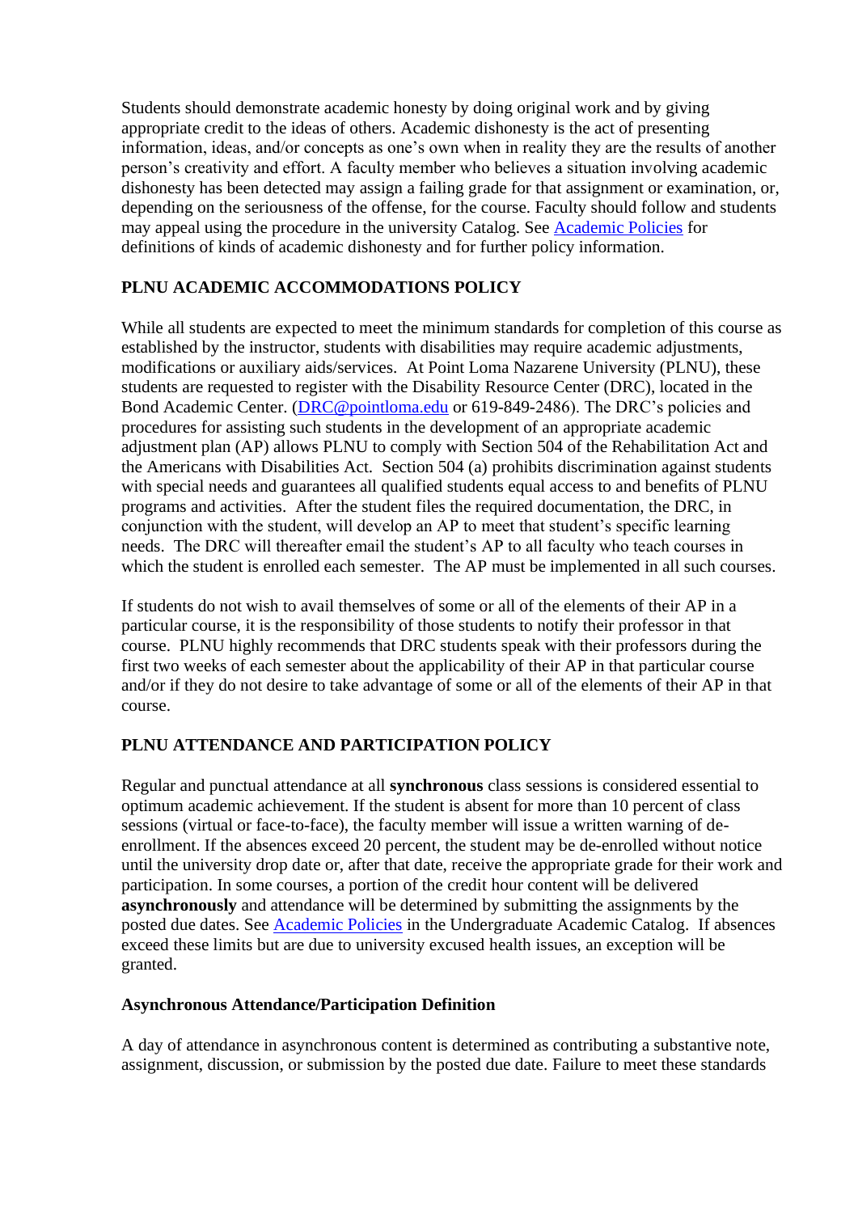Students should demonstrate academic honesty by doing original work and by giving appropriate credit to the ideas of others. Academic dishonesty is the act of presenting information, ideas, and/or concepts as one's own when in reality they are the results of another person's creativity and effort. A faculty member who believes a situation involving academic dishonesty has been detected may assign a failing grade for that assignment or examination, or, depending on the seriousness of the offense, for the course. Faculty should follow and students may appeal using the procedure in the university Catalog. See [Academic Policies] for definitions of kinds of academic dishonesty and for further policy information.

**PLNU ACADEMIC ACCOMMODATIONS POLICY**

While all students are expected to meet the minimum standards for completion of this course as established by the instructor, students with disabilities may require academic adjustments, modifications or auxiliary aids/services. At Point Loma Nazarene University (PLNU), these students are requested to register with the Disability Resource Center (DRC), located in the Bond Academic Center. (DRC@pointloma.edu or 619-849-2486). The DRC's policies and procedures for assisting such students in the development of an appropriate academic adjustment plan (AP) allows PLNU to comply with Section 504 of the Rehabilitation Act and the Americans with Disabilities Act. Section 504 (a) prohibits discrimination against students with special needs and guarantees all qualified students equal access to and benefits of PLNU programs and activities. After the student files the required documentation, the DRC, in conjunction with the student, will develop an AP to meet that student's specific learning needs. The DRC will thereafter email the student's AP to all faculty who teach courses in which the student is enrolled each semester. The AP must be implemented in all such courses.

If students do not wish to avail themselves of some or all of the elements of their AP in a particular course, it is the responsibility of those students to notify their professor in that course. PLNU highly recommends that DRC students speak with their professors during the first two weeks of each semester about the applicability of their AP in that particular course and/or if they do not desire to take advantage of some or all of the elements of their AP in that course.

**PLNU ATTENDANCE AND PARTICIPATION POLICY**

Regular and punctual attendance at all **synchronous** class sessions is considered essential to optimum academic achievement. If the student is absent for more than 10 percent of class sessions (virtual or face-to-face), the faculty member will issue a written warning of de-enrollment. If the absences exceed 20 percent, the student may be de-enrolled without notice until the university drop date or, after that date, receive the appropriate grade for their work and participation. In some courses, a portion of the credit hour content will be delivered **asynchronously** and attendance will be determined by submitting the assignments by the posted due dates. See [Academic Policies] in the Undergraduate Academic Catalog. If absences exceed these limits but are due to university excused health issues, an exception will be granted.

**Asynchronous Attendance/Participation Definition**

A day of attendance in asynchronous content is determined as contributing a substantive note, assignment, discussion, or submission by the posted due date. Failure to meet these standards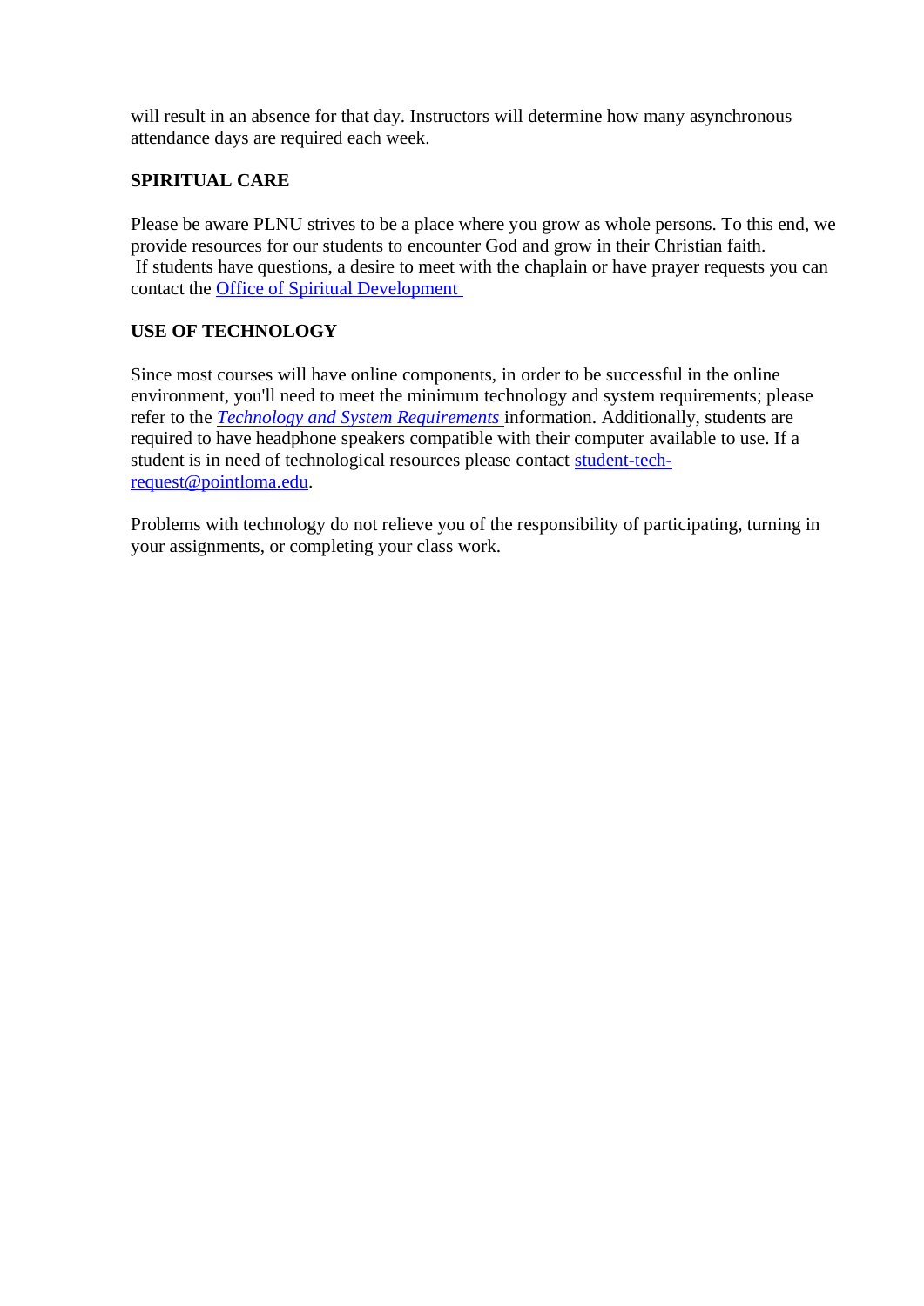will result in an absence for that day. Instructors will determine how many asynchronous attendance days are required each week.

**SPIRITUAL CARE**

Please be aware PLNU strives to be a place where you grow as whole persons. To this end, we provide resources for our students to encounter God and grow in their Christian faith. If students have questions, a desire to meet with the chaplain or have prayer requests you can contact the Office of Spiritual Development

**USE OF TECHNOLOGY**

Since most courses will have online components, in order to be successful in the online environment, you'll need to meet the minimum technology and system requirements; please refer to the *Technology and System Requirements* information. Additionally, students are required to have headphone speakers compatible with their computer available to use. If a student is in need of technological resources please contact student-tech-request@pointloma.edu.

Problems with technology do not relieve you of the responsibility of participating, turning in your assignments, or completing your class work.